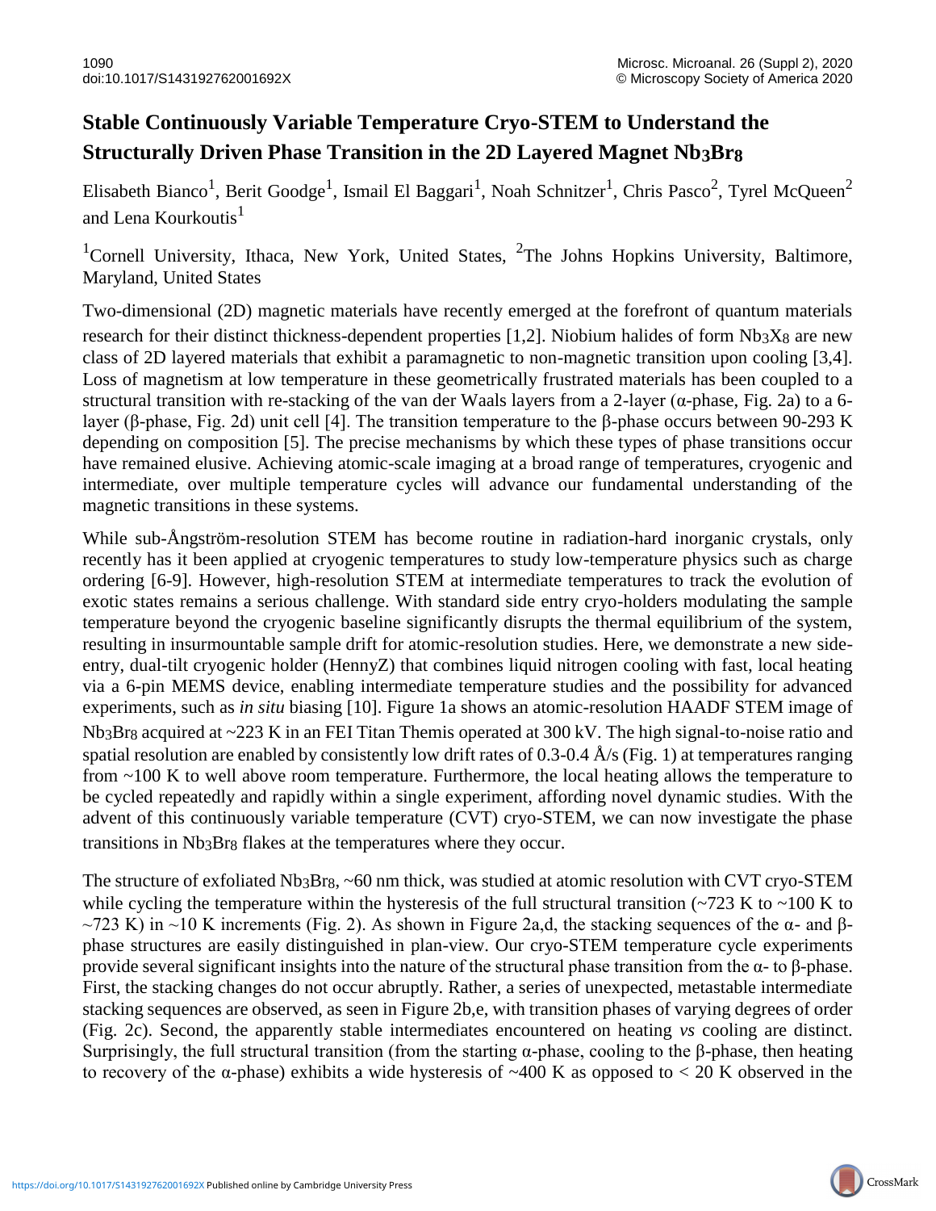# Stable Continuously Variable Temperature Cryo-STEM to Understand the Structurally Driven Phase Transition in the 2D Layered Magnet $Nb_3Br_8$

Elisabeth Bianco[1], Berit Goodge[1], Ismail El Baggari[1], Noah Schnitzer[1], Chris Pasco[2], Tyrel McQueen[2] and Lena Kourkoutis[1]

[1]Cornell University, Ithaca, New York, United States, [2]The Johns Hopkins University, Baltimore, Maryland, United States

Two-dimensional (2D) magnetic materials have recently emerged at the forefront of quantum materials research for their distinct thickness-dependent properties [1,2]. Niobium halides of form $Nb_3X_8$ are new class of 2D layered materials that exhibit a paramagnetic to non-magnetic transition upon cooling [3,4]. Loss of magnetism at low temperature in these geometrically frustrated materials has been coupled to a structural transition with re-stacking of the van der Waals layers from a 2-layer (α-phase, Fig. 2a) to a 6-layer (β-phase, Fig. 2d) unit cell [4]. The transition temperature to the β-phase occurs between 90-293 K depending on composition [5]. The precise mechanisms by which these types of phase transitions occur have remained elusive. Achieving atomic-scale imaging at a broad range of temperatures, cryogenic and intermediate, over multiple temperature cycles will advance our fundamental understanding of the magnetic transitions in these systems.

While sub-Ångström-resolution STEM has become routine in radiation-hard inorganic crystals, only recently has it been applied at cryogenic temperatures to study low-temperature physics such as charge ordering [6-9]. However, high-resolution STEM at intermediate temperatures to track the evolution of exotic states remains a serious challenge. With standard side entry cryo-holders modulating the sample temperature beyond the cryogenic baseline significantly disrupts the thermal equilibrium of the system, resulting in insurmountable sample drift for atomic-resolution studies. Here, we demonstrate a new side-entry, dual-tilt cryogenic holder (HennyZ) that combines liquid nitrogen cooling with fast, local heating via a 6-pin MEMS device, enabling intermediate temperature studies and the possibility for advanced experiments, such as *in situ* biasing [10]. Figure 1a shows an atomic-resolution HAADF STEM image of $Nb_3Br_8$ acquired at ~223 K in an FEI Titan Themis operated at 300 kV. The high signal-to-noise ratio and spatial resolution are enabled by consistently low drift rates of 0.3-0.4 Å/s (Fig. 1) at temperatures ranging from ~100 K to well above room temperature. Furthermore, the local heating allows the temperature to be cycled repeatedly and rapidly within a single experiment, affording novel dynamic studies. With the advent of this continuously variable temperature (CVT) cryo-STEM, we can now investigate the phase transitions in $Nb_3Br_8$ flakes at the temperatures where they occur.

The structure of exfoliated $Nb_3Br_8$, ~60 nm thick, was studied at atomic resolution with CVT cryo-STEM while cycling the temperature within the hysteresis of the full structural transition (~723 K to ~100 K to ~723 K) in ~10 K increments (Fig. 2). As shown in Figure 2a,d, the stacking sequences of the α- and β-phase structures are easily distinguished in plan-view. Our cryo-STEM temperature cycle experiments provide several significant insights into the nature of the structural phase transition from the α- to β-phase. First, the stacking changes do not occur abruptly. Rather, a series of unexpected, metastable intermediate stacking sequences are observed, as seen in Figure 2b,e, with transition phases of varying degrees of order (Fig. 2c). Second, the apparently stable intermediates encountered on heating *vs* cooling are distinct. Surprisingly, the full structural transition (from the starting α-phase, cooling to the β-phase, then heating to recovery of the α-phase) exhibits a wide hysteresis of ~400 K as opposed to < 20 K observed in the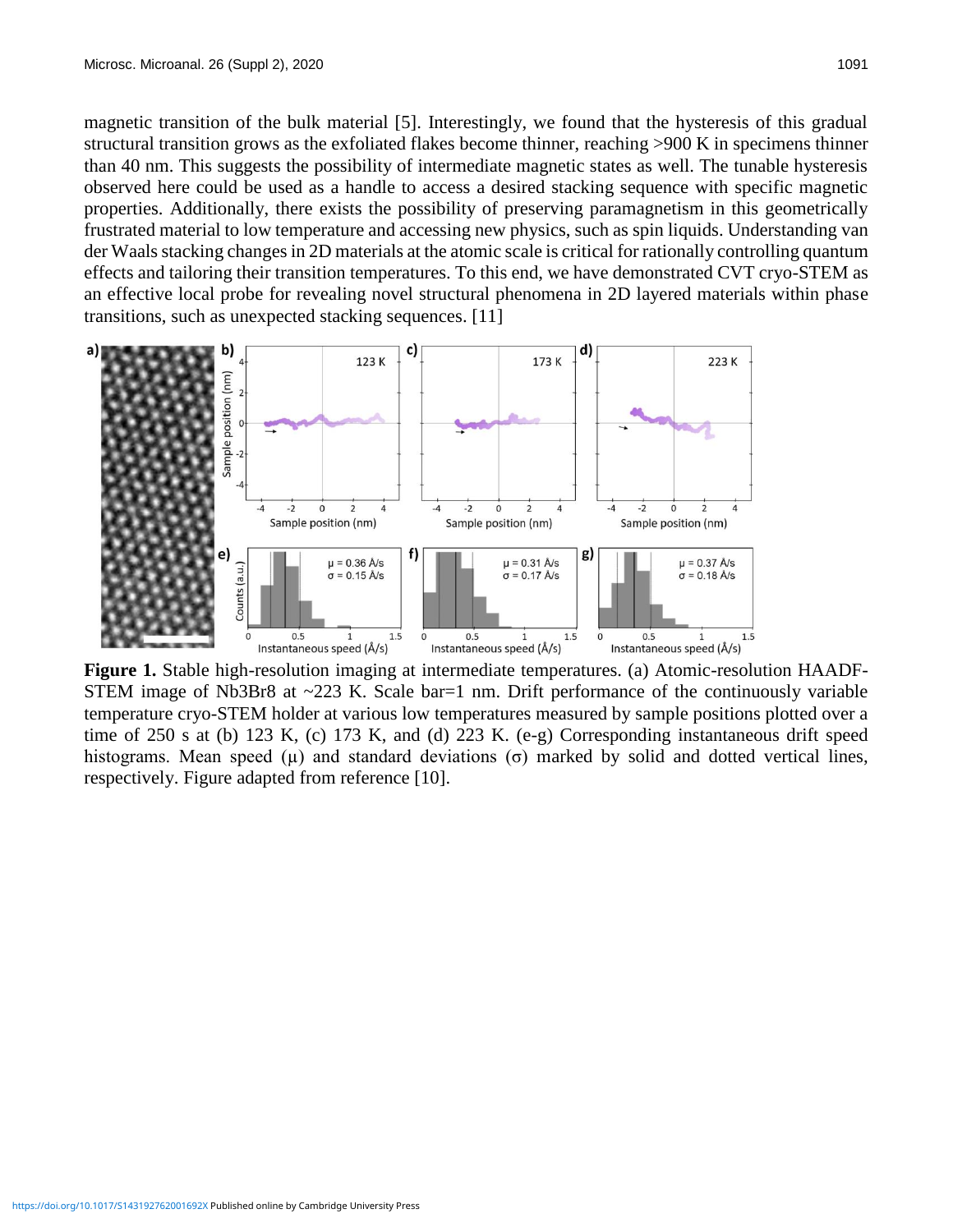magnetic transition of the bulk material [5]. Interestingly, we found that the hysteresis of this gradual structural transition grows as the exfoliated flakes become thinner, reaching >900 K in specimens thinner than 40 nm. This suggests the possibility of intermediate magnetic states as well. The tunable hysteresis observed here could be used as a handle to access a desired stacking sequence with specific magnetic properties. Additionally, there exists the possibility of preserving paramagnetism in this geometrically frustrated material to low temperature and accessing new physics, such as spin liquids. Understanding van der Waals stacking changes in 2D materials at the atomic scale is critical for rationally controlling quantum effects and tailoring their transition temperatures. To this end, we have demonstrated CVT cryo-STEM as an effective local probe for revealing novel structural phenomena in 2D layered materials within phase transitions, such as unexpected stacking sequences. [11]

**Figure 1.** Stable high-resolution imaging at intermediate temperatures. (a) Atomic-resolution HAADF-STEM image of $Nb_3Br_8$ at ~223 K. Scale bar=1 nm. Drift performance of the continuously variable temperature cryo-STEM holder at various low temperatures measured by sample positions plotted over a time of 250 s at (b) 123 K, (c) 173 K, and (d) 223 K. (e-g) Corresponding instantaneous drift speed histograms. Mean speed ($\mu$) and standard deviations ($\sigma$) marked by solid and dotted vertical lines, respectively. Figure adapted from reference [10].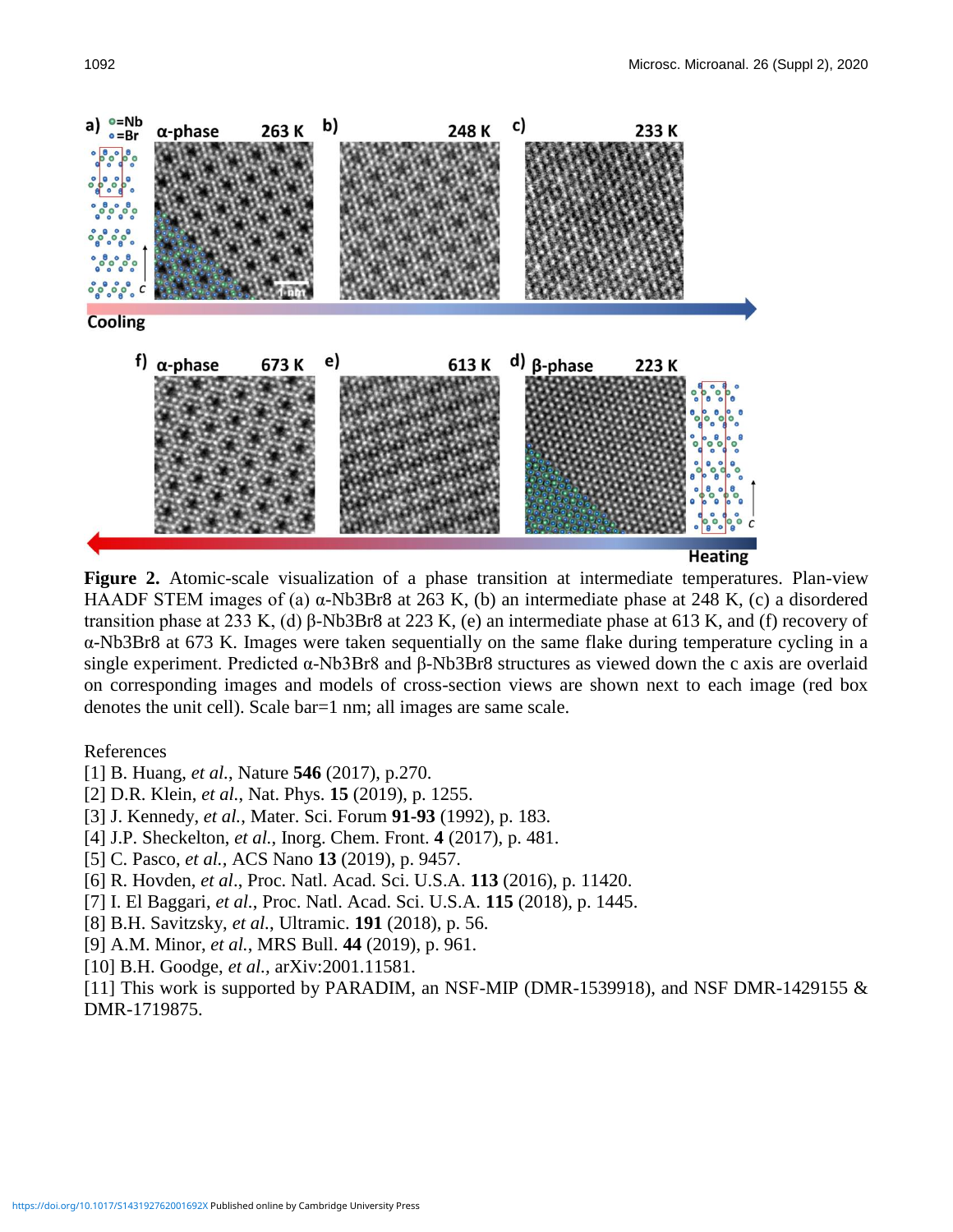a) ○=Nb ○=Br α-phase 263 K b) 248 K c) 233 K

1 nm

c

Cooling

f) α-phase 673 K e) 613 K d) β-phase 223 K

c

Heating

**Figure 2.** Atomic-scale visualization of a phase transition at intermediate temperatures. Plan-view HAADF STEM images of (a) α-$Nb_3Br_8$ at 263 K, (b) an intermediate phase at 248 K, (c) a disordered transition phase at 233 K, (d) β-$Nb_3Br_8$ at 223 K, (e) an intermediate phase at 613 K, and (f) recovery of α-$Nb_3Br_8$ at 673 K. Images were taken sequentially on the same flake during temperature cycling in a single experiment. Predicted α-$Nb_3Br_8$ and β-$Nb_3Br_8$ structures as viewed down the c axis are overlaid on corresponding images and models of cross-section views are shown next to each image (red box denotes the unit cell). Scale bar=1 nm; all images are same scale.

References

[1] B. Huang, *et al.*, Nature **546** (2017), p.270.
[2] D.R. Klein, *et al.*, Nat. Phys. **15** (2019), p. 1255.
[3] J. Kennedy, *et al.*, Mater. Sci. Forum **91-93** (1992), p. 183.
[4] J.P. Sheckelton, *et al.*, Inorg. Chem. Front. **4** (2017), p. 481.
[5] C. Pasco, *et al.*, ACS Nano **13** (2019), p. 9457.
[6] R. Hovden, *et al.*, Proc. Natl. Acad. Sci. U.S.A. **113** (2016), p. 11420.
[7] I. El Baggari, *et al.*, Proc. Natl. Acad. Sci. U.S.A. **115** (2018), p. 1445.
[8] B.H. Savitzsky, *et al.*, Ultramic. **191** (2018), p. 56.
[9] A.M. Minor, *et al.*, MRS Bull. **44** (2019), p. 961.
[10] B.H. Goodge, *et al.*, arXiv:2001.11581.
[11] This work is supported by PARADIM, an NSF-MIP (DMR-1539918), and NSF DMR-1429155 & DMR-1719875.